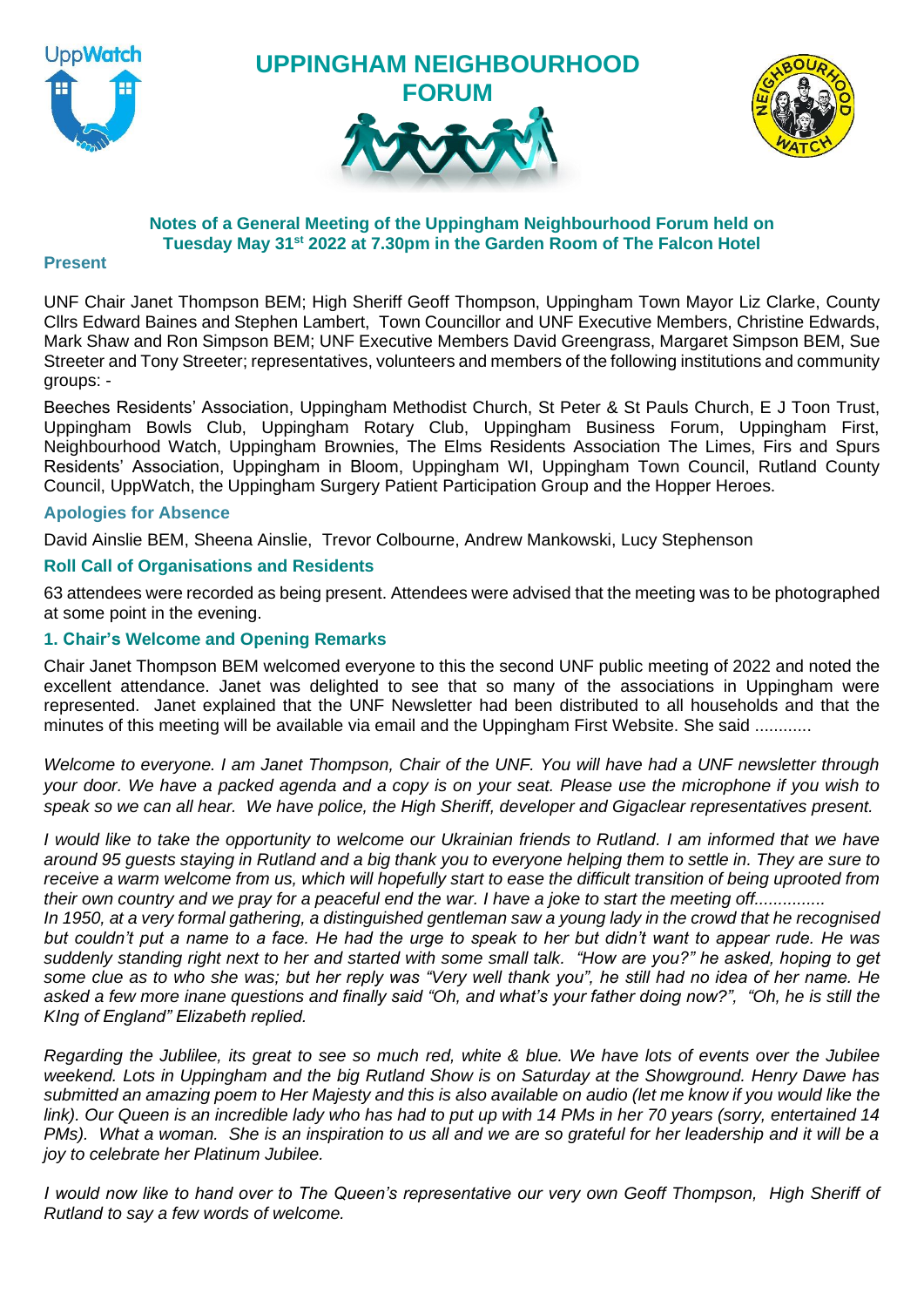UppWatch

# UPPINGHAM NEIGHBOURHOOD FORUM

**Notes of a General Meeting of the Uppingham Neighbourhood Forum held on Tuesday May 31st 2022 at 7.30pm in the Garden Room of The Falcon Hotel**

### Present

UNF Chair Janet Thompson BEM; High Sheriff Geoff Thompson, Uppingham Town Mayor Liz Clarke, County Cllrs Edward Baines and Stephen Lambert, Town Councillor and UNF Executive Members, Christine Edwards, Mark Shaw and Ron Simpson BEM; UNF Executive Members David Greengrass, Margaret Simpson BEM, Sue Streeter and Tony Streeter; representatives, volunteers and members of the following institutions and community groups: -

Beeches Residents' Association, Uppingham Methodist Church, St Peter & St Pauls Church, E J Toon Trust, Uppingham Bowls Club, Uppingham Rotary Club, Uppingham Business Forum, Uppingham First, Neighbourhood Watch, Uppingham Brownies, The Elms Residents Association The Limes, Firs and Spurs Residents' Association, Uppingham in Bloom, Uppingham WI, Uppingham Town Council, Rutland County Council, UppWatch, the Uppingham Surgery Patient Participation Group and the Hopper Heroes.

### Apologies for Absence

David Ainslie BEM, Sheena Ainslie, Trevor Colbourne, Andrew Mankowski, Lucy Stephenson

### Roll Call of Organisations and Residents

63 attendees were recorded as being present. Attendees were advised that the meeting was to be photographed at some point in the evening.

### 1. Chair's Welcome and Opening Remarks

Chair Janet Thompson BEM welcomed everyone to this the second UNF public meeting of 2022 and noted the excellent attendance. Janet was delighted to see that so many of the associations in Uppingham were represented. Janet explained that the UNF Newsletter had been distributed to all households and that the minutes of this meeting will be available via email and the Uppingham First Website. She said ............

*Welcome to everyone. I am Janet Thompson, Chair of the UNF. You will have had a UNF newsletter through your door. We have a packed agenda and a copy is on your seat. Please use the microphone if you wish to speak so we can all hear. We have police, the High Sheriff, developer and Gigaclear representatives present.*

*I would like to take the opportunity to welcome our Ukrainian friends to Rutland. I am informed that we have around 95 guests staying in Rutland and a big thank you to everyone helping them to settle in. They are sure to receive a warm welcome from us, which will hopefully start to ease the difficult transition of being uprooted from their own country and we pray for a peaceful end the war. I have a joke to start the meeting off...............*
*In 1950, at a very formal gathering, a distinguished gentleman saw a young lady in the crowd that he recognised but couldn't put a name to a face. He had the urge to speak to her but didn't want to appear rude. He was suddenly standing right next to her and started with some small talk. "How are you?" he asked, hoping to get some clue as to who she was; but her reply was "Very well thank you", he still had no idea of her name. He asked a few more inane questions and finally said "Oh, and what's your father doing now?", "Oh, he is still the KIng of England" Elizabeth replied.*

*Regarding the Jublilee, its great to see so much red, white & blue. We have lots of events over the Jubilee weekend. Lots in Uppingham and the big Rutland Show is on Saturday at the Showground. Henry Dawe has submitted an amazing poem to Her Majesty and this is also available on audio (let me know if you would like the link). Our Queen is an incredible lady who has had to put up with 14 PMs in her 70 years (sorry, entertained 14 PMs). What a woman. She is an inspiration to us all and we are so grateful for her leadership and it will be a joy to celebrate her Platinum Jubilee.*

*I would now like to hand over to The Queen's representative our very own Geoff Thompson, High Sheriff of Rutland to say a few words of welcome.*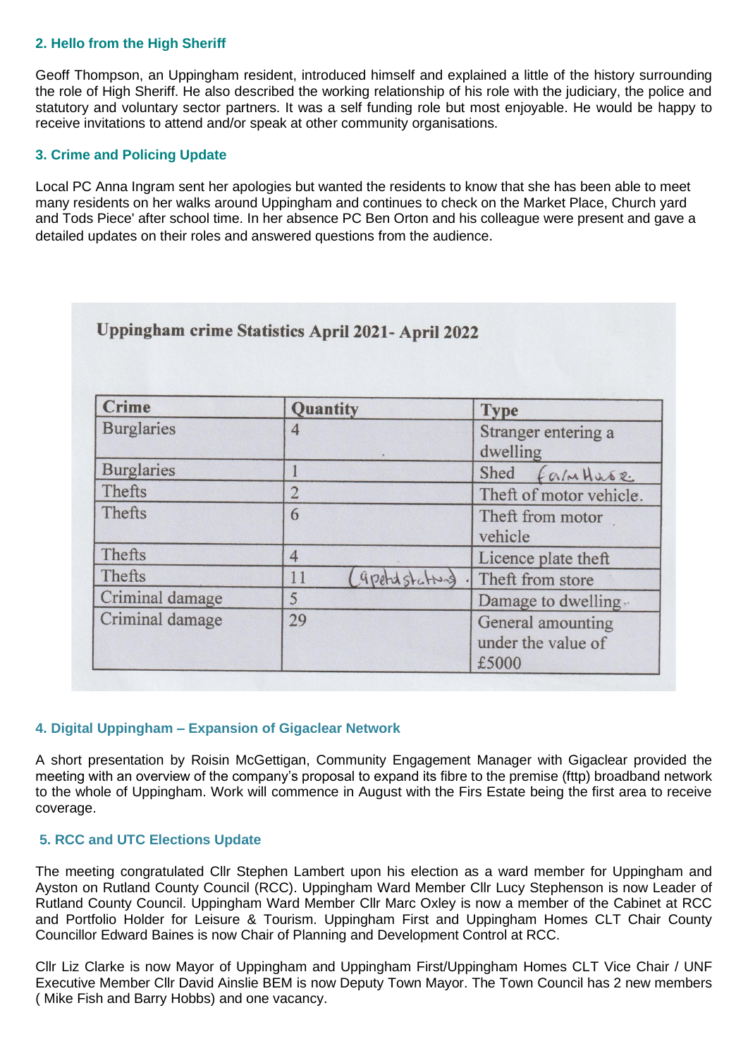## 2. Hello from the High Sheriff

Geoff Thompson, an Uppingham resident, introduced himself and explained a little of the history surrounding the role of High Sheriff. He also described the working relationship of his role with the judiciary, the police and statutory and voluntary sector partners. It was a self funding role but most enjoyable. He would be happy to receive invitations to attend and/or speak at other community organisations.

## 3. Crime and Policing Update

Local PC Anna Ingram sent her apologies but wanted the residents to know that she has been able to meet many residents on her walks around Uppingham and continues to check on the Market Place, Church yard and Tods Piece' after school time. In her absence PC Ben Orton and his colleague were present and gave a detailed updates on their roles and answered questions from the audience.

**Uppingham crime Statistics April 2021- April 2022**

| Crime | Quantity | Type |
|---|---|---|
| Burglaries | 4 | Stranger entering a dwelling |
| Burglaries | 1 | Shed farmhouse |
| Thefts | 2 | Theft of motor vehicle. |
| Thefts | 6 | Theft from motor vehicle |
| Thefts | 4 | Licence plate theft |
| Thefts | 11 (9 petrol station) | Theft from store |
| Criminal damage | 5 | Damage to dwelling |
| Criminal damage | 29 | General amounting under the value of £5000 |

## 4. Digital Uppingham – Expansion of Gigaclear Network

A short presentation by Roisin McGettigan, Community Engagement Manager with Gigaclear provided the meeting with an overview of the company's proposal to expand its fibre to the premise (fttp) broadband network to the whole of Uppingham. Work will commence in August with the Firs Estate being the first area to receive coverage.

## 5. RCC and UTC Elections Update

The meeting congratulated Cllr Stephen Lambert upon his election as a ward member for Uppingham and Ayston on Rutland County Council (RCC). Uppingham Ward Member Cllr Lucy Stephenson is now Leader of Rutland County Council. Uppingham Ward Member Cllr Marc Oxley is now a member of the Cabinet at RCC and Portfolio Holder for Leisure & Tourism. Uppingham First and Uppingham Homes CLT Chair County Councillor Edward Baines is now Chair of Planning and Development Control at RCC.

Cllr Liz Clarke is now Mayor of Uppingham and Uppingham First/Uppingham Homes CLT Vice Chair / UNF Executive Member Cllr David Ainslie BEM is now Deputy Town Mayor. The Town Council has 2 new members ( Mike Fish and Barry Hobbs) and one vacancy.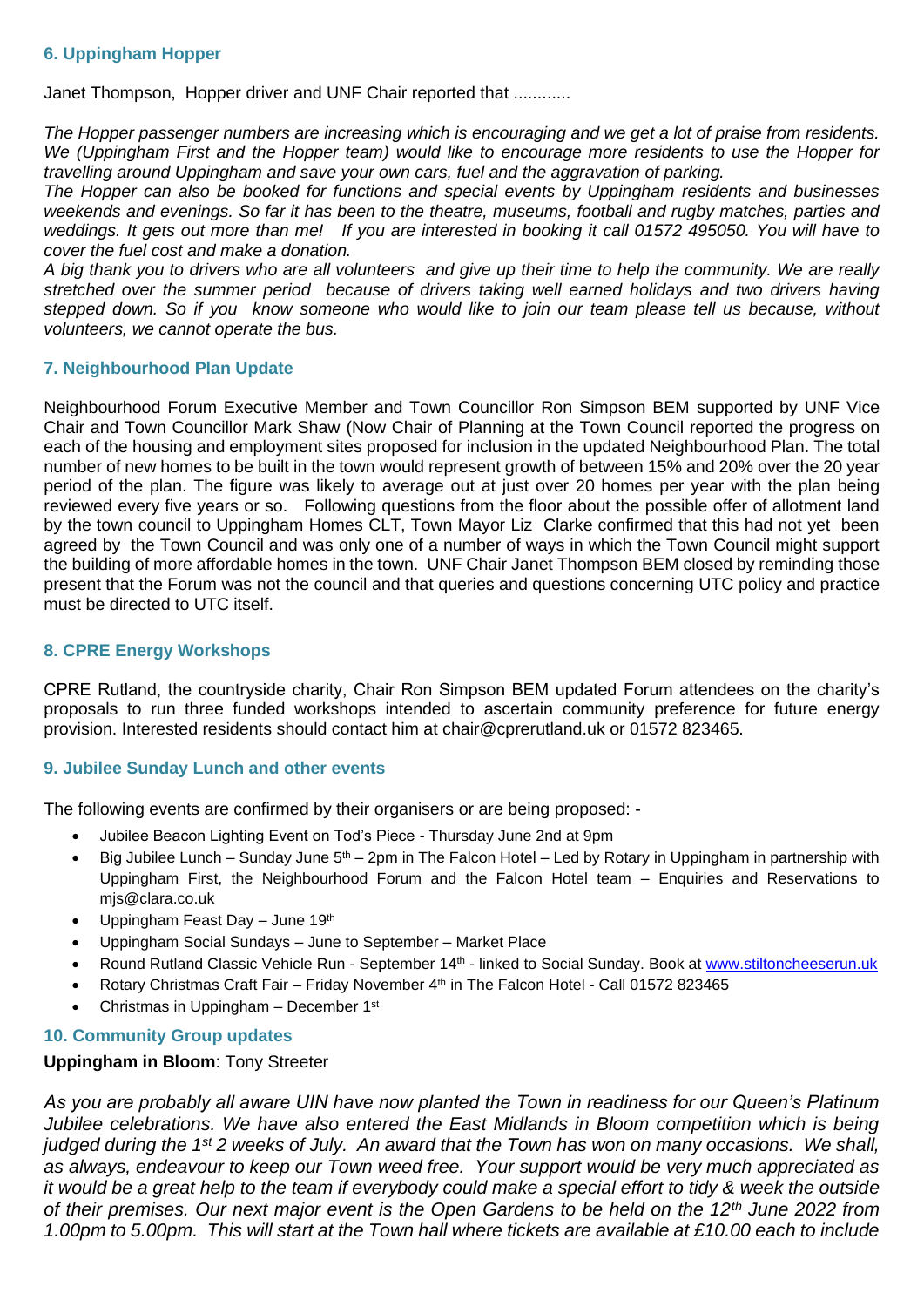### 6. Uppingham Hopper

Janet Thompson, Hopper driver and UNF Chair reported that ............

*The Hopper passenger numbers are increasing which is encouraging and we get a lot of praise from residents. We (Uppingham First and the Hopper team) would like to encourage more residents to use the Hopper for travelling around Uppingham and save your own cars, fuel and the aggravation of parking.*
*The Hopper can also be booked for functions and special events by Uppingham residents and businesses weekends and evenings. So far it has been to the theatre, museums, football and rugby matches, parties and weddings. It gets out more than me! If you are interested in booking it call 01572 495050. You will have to cover the fuel cost and make a donation.*
*A big thank you to drivers who are all volunteers and give up their time to help the community. We are really stretched over the summer period because of drivers taking well earned holidays and two drivers having stepped down. So if you know someone who would like to join our team please tell us because, without volunteers, we cannot operate the bus.*

### 7. Neighbourhood Plan Update

Neighbourhood Forum Executive Member and Town Councillor Ron Simpson BEM supported by UNF Vice Chair and Town Councillor Mark Shaw (Now Chair of Planning at the Town Council reported the progress on each of the housing and employment sites proposed for inclusion in the updated Neighbourhood Plan. The total number of new homes to be built in the town would represent growth of between 15% and 20% over the 20 year period of the plan. The figure was likely to average out at just over 20 homes per year with the plan being reviewed every five years or so. Following questions from the floor about the possible offer of allotment land by the town council to Uppingham Homes CLT, Town Mayor Liz Clarke confirmed that this had not yet been agreed by the Town Council and was only one of a number of ways in which the Town Council might support the building of more affordable homes in the town. UNF Chair Janet Thompson BEM closed by reminding those present that the Forum was not the council and that queries and questions concerning UTC policy and practice must be directed to UTC itself.

### 8. CPRE Energy Workshops

CPRE Rutland, the countryside charity, Chair Ron Simpson BEM updated Forum attendees on the charity's proposals to run three funded workshops intended to ascertain community preference for future energy provision. Interested residents should contact him at chair@cprerutland.uk or 01572 823465.

### 9. Jubilee Sunday Lunch and other events

The following events are confirmed by their organisers or are being proposed: -

- Jubilee Beacon Lighting Event on Tod's Piece - Thursday June 2nd at 9pm
- Big Jubilee Lunch – Sunday June 5th – 2pm in The Falcon Hotel – Led by Rotary in Uppingham in partnership with Uppingham First, the Neighbourhood Forum and the Falcon Hotel team – Enquiries and Reservations to mjs@clara.co.uk
- Uppingham Feast Day – June 19th
- Uppingham Social Sundays – June to September – Market Place
- Round Rutland Classic Vehicle Run - September 14th - linked to Social Sunday. Book at [www.stiltoncheeserun.uk](www.stiltoncheeserun.uk)
- Rotary Christmas Craft Fair – Friday November 4th in The Falcon Hotel - Call 01572 823465
- Christmas in Uppingham – December 1st

### 10. Community Group updates

**Uppingham in Bloom**: Tony Streeter

*As you are probably all aware UIN have now planted the Town in readiness for our Queen's Platinum Jubilee celebrations. We have also entered the East Midlands in Bloom competition which is being judged during the 1st 2 weeks of July. An award that the Town has won on many occasions. We shall, as always, endeavour to keep our Town weed free. Your support would be very much appreciated as it would be a great help to the team if everybody could make a special effort to tidy & week the outside of their premises. Our next major event is the Open Gardens to be held on the 12th June 2022 from 1.00pm to 5.00pm. This will start at the Town hall where tickets are available at £10.00 each to include*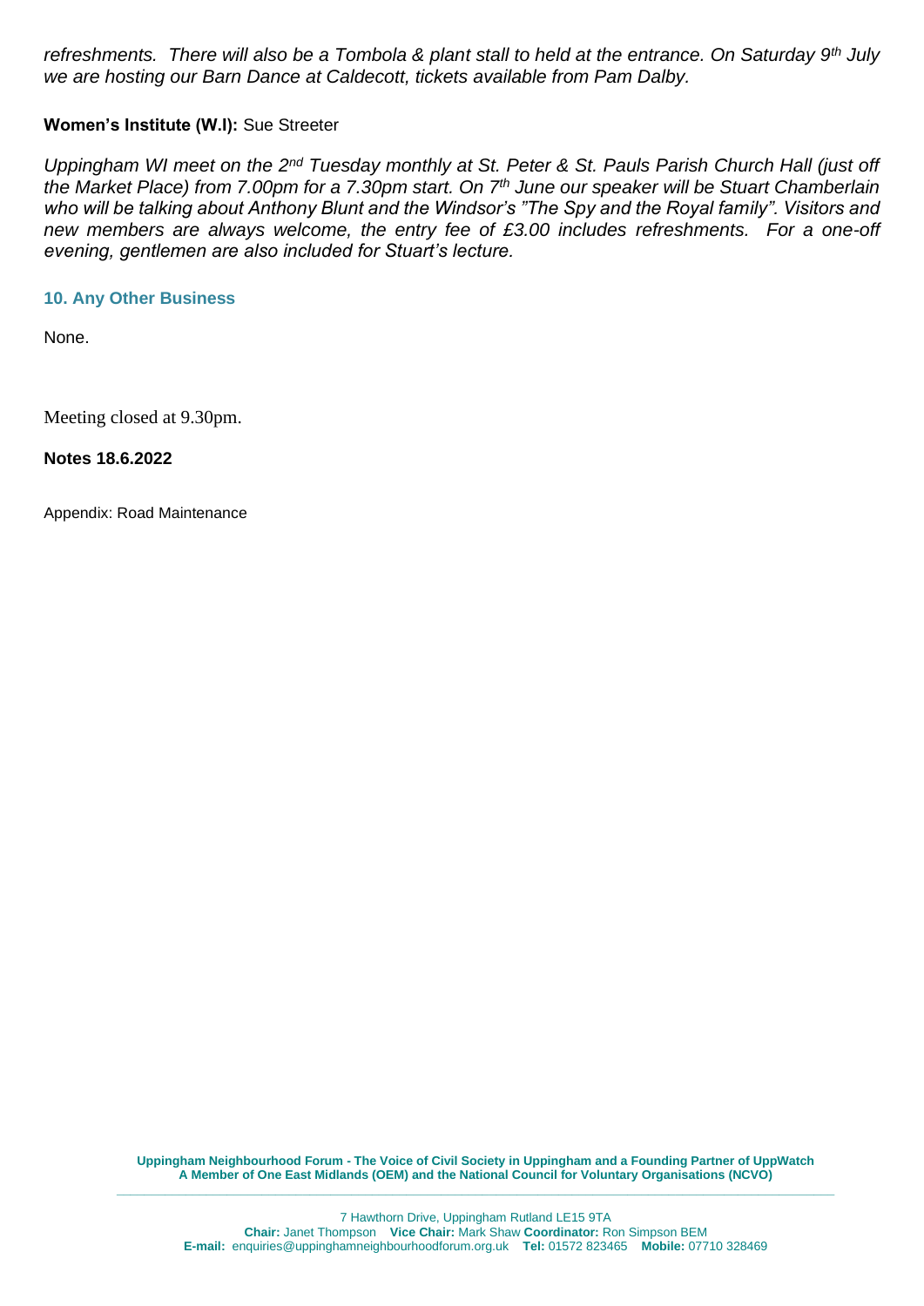*refreshments. There will also be a Tombola & plant stall to held at the entrance. On Saturday 9th July we are hosting our Barn Dance at Caldecott, tickets available from Pam Dalby.*

**Women's Institute (W.I):** Sue Streeter

*Uppingham WI meet on the 2nd Tuesday monthly at St. Peter & St. Pauls Parish Church Hall (just off the Market Place) from 7.00pm for a 7.30pm start. On 7th June our speaker will be Stuart Chamberlain who will be talking about Anthony Blunt and the Windsor's "The Spy and the Royal family". Visitors and new members are always welcome, the entry fee of £3.00 includes refreshments. For a one-off evening, gentlemen are also included for Stuart's lecture.*

### 10. Any Other Business

None.

Meeting closed at 9.30pm.

**Notes 18.6.2022**

Appendix: Road Maintenance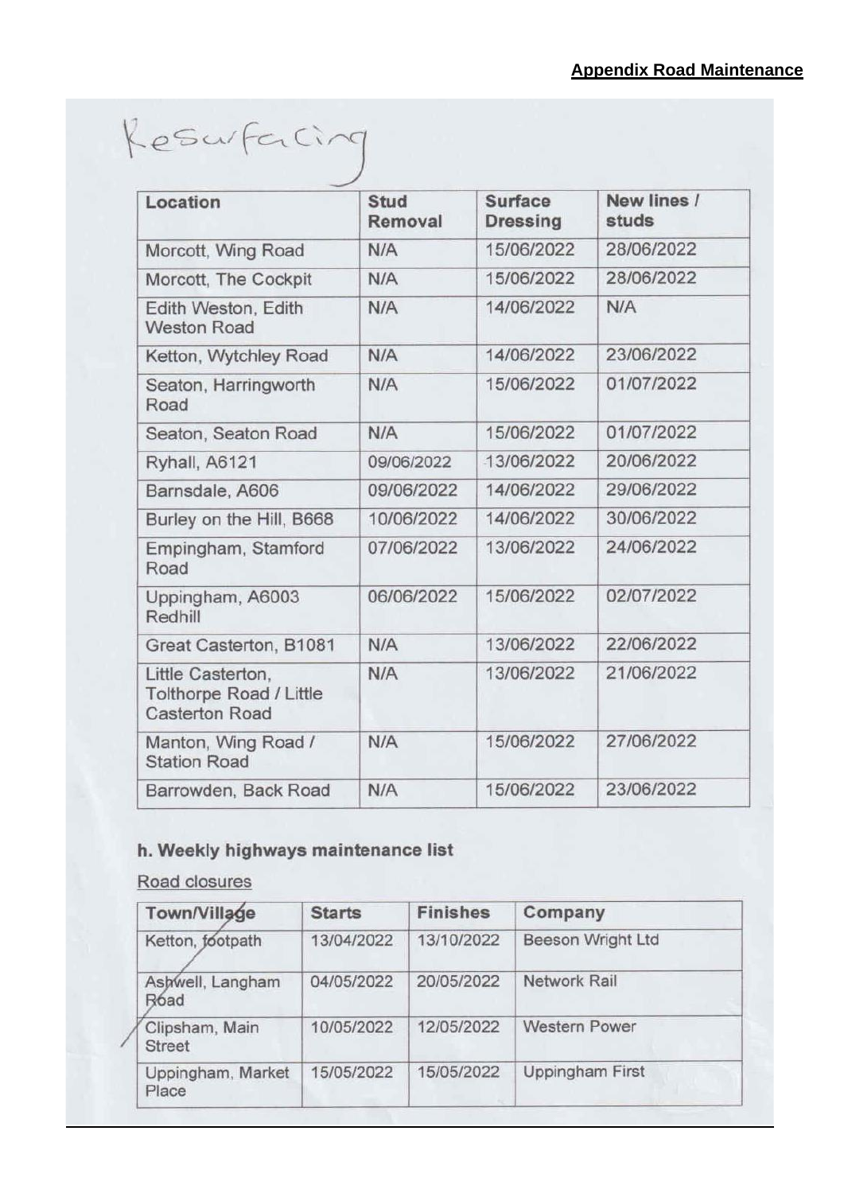**Appendix Road Maintenance**

Resurfacing

| Location | Stud Removal | Surface Dressing | New lines / studs |
|---|---|---|---|
| Morcott, Wing Road | N/A | 15/06/2022 | 28/06/2022 |
| Morcott, The Cockpit | N/A | 15/06/2022 | 28/06/2022 |
| Edith Weston, Edith Weston Road | N/A | 14/06/2022 | N/A |
| Ketton, Wytchley Road | N/A | 14/06/2022 | 23/06/2022 |
| Seaton, Harringworth Road | N/A | 15/06/2022 | 01/07/2022 |
| Seaton, Seaton Road | N/A | 15/06/2022 | 01/07/2022 |
| Ryhall, A6121 | 09/06/2022 | 13/06/2022 | 20/06/2022 |
| Barnsdale, A606 | 09/06/2022 | 14/06/2022 | 29/06/2022 |
| Burley on the Hill, B668 | 10/06/2022 | 14/06/2022 | 30/06/2022 |
| Empingham, Stamford Road | 07/06/2022 | 13/06/2022 | 24/06/2022 |
| Uppingham, A6003 Redhill | 06/06/2022 | 15/06/2022 | 02/07/2022 |
| Great Casterton, B1081 | N/A | 13/06/2022 | 22/06/2022 |
| Little Casterton, Tolthorpe Road / Little Casterton Road | N/A | 13/06/2022 | 21/06/2022 |
| Manton, Wing Road / Station Road | N/A | 15/06/2022 | 27/06/2022 |
| Barrowden, Back Road | N/A | 15/06/2022 | 23/06/2022 |

### h. Weekly highways maintenance list

Road closures

| Town/Village | Starts | Finishes | Company |
|---|---|---|---|
| Ketton, footpath | 13/04/2022 | 13/10/2022 | Beeson Wright Ltd |
| Ashwell, Langham Road | 04/05/2022 | 20/05/2022 | Network Rail |
| Clipsham, Main Street | 10/05/2022 | 12/05/2022 | Western Power |
| Uppingham, Market Place | 15/05/2022 | 15/05/2022 | Uppingham First |